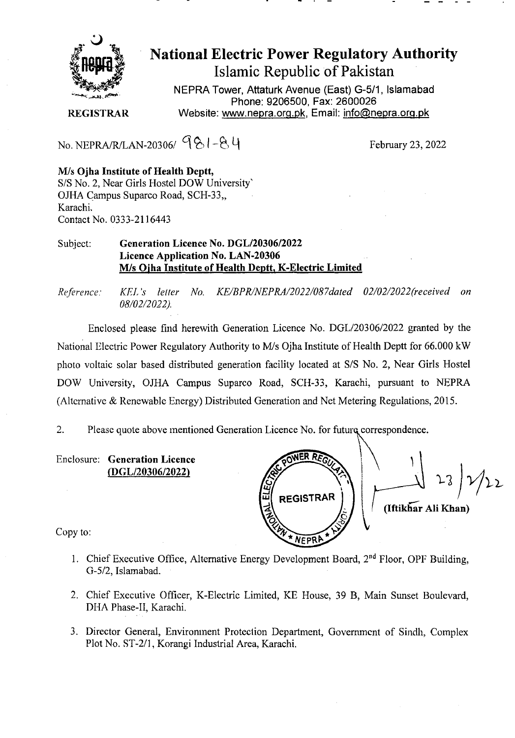# National Electric Power Regulatory Authority

## Islamic Republic of Pakistan

NEPRA Tower, Attaturk Avenue (East) G-5/1, Islamabad
Phone: 9206500, Fax: 2600026
Website: www.nepra.org.pk, Email: info@nepra.org.pk

**REGISTRAR**

No. NEPRA/R/LAN-20306/ 981-84

February 23, 2022

**M/s Ojha Institute of Health Deptt,**
S/S No. 2, Near Girls Hostel DOW University`
OJHA Campus Suparco Road, SCH-33,,
Karachi.
Contact No. 0333-2116443

Subject: **Generation Licence No. DGL/20306/2022**
**Licence Application No. LAN-20306**
**M/s Ojha Institute of Health Deptt, K-Electric Limited**

*Reference: KEL's letter No. KE/BPR/NEPRA/2022/087dated 02/02/2022(received on 08/02/2022).*

Enclosed please find herewith Generation Licence No. DGL/20306/2022 granted by the National Electric Power Regulatory Authority to M/s Ojha Institute of Health Deptt for 66.000 kW photo voltaic solar based distributed generation facility located at S/S No. 2, Near Girls Hostel DOW University, OJHA Campus Suparco Road, SCH-33, Karachi, pursuant to NEPRA (Alternative & Renewable Energy) Distributed Generation and Net Metering Regulations, 2015.

2. Please quote above mentioned Generation Licence No. for future correspondence.

Enclosure: **Generation Licence**
**(DGL/20306/2022)**

23/2/22
**(Iftikhar Ali Khan)**

Copy to:

1. Chief Executive Office, Alternative Energy Development Board, 2nd Floor, OPF Building, G-5/2, Islamabad.
2. Chief Executive Officer, K-Electric Limited, KE House, 39 B, Main Sunset Boulevard, DHA Phase-II, Karachi.
3. Director General, Environment Protection Department, Government of Sindh, Complex Plot No. ST-2/1, Korangi Industrial Area, Karachi.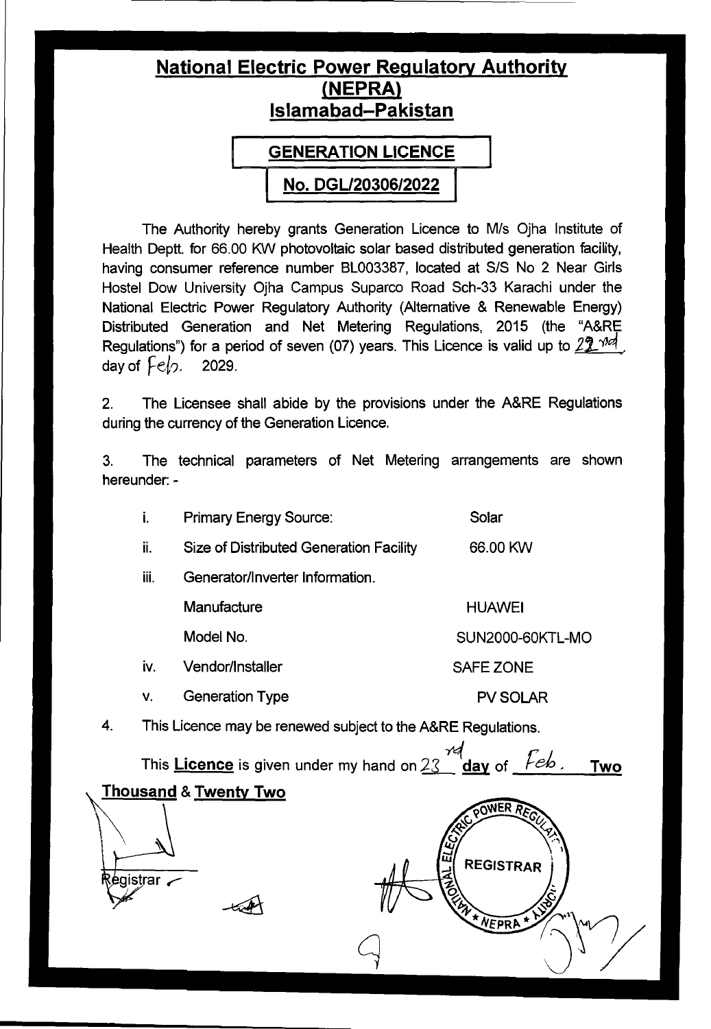# National Electric Power Regulatory Authority (NEPRA) Islamabad–Pakistan

## GENERATION LICENCE

## No. DGL/20306/2022

The Authority hereby grants Generation Licence to M/s Ojha Institute of Health Deptt. for 66.00 KW photovoltaic solar based distributed generation facility, having consumer reference number BL003387, located at S/S No 2 Near Girls Hostel Dow University Ojha Campus Suparco Road Sch-33 Karachi under the National Electric Power Regulatory Authority (Alternative & Renewable Energy) Distributed Generation and Net Metering Regulations, 2015 (the "A&RE Regulations") for a period of seven (07) years. This Licence is valid up to 22nd day of Feb. 2029.

2. The Licensee shall abide by the provisions under the A&RE Regulations during the currency of the Generation Licence.

3. The technical parameters of Net Metering arrangements are shown hereunder: -

| | | |
|---|---|---|
| i. | Primary Energy Source: | Solar |
| ii. | Size of Distributed Generation Facility | 66.00 KW |
| iii. | Generator/Inverter Information. | |
| | Manufacture | HUAWEI |
| | Model No. | SUN2000-60KTL-MO |
| iv. | Vendor/Installer | SAFE ZONE |
| v. | Generation Type | PV SOLAR |

4. This Licence may be renewed subject to the A&RE Regulations.

This **Licence** is given under my hand on 23rd **day** of Feb. **Two Thousand** & **Twenty Two**

Registrar

REGISTRAR
NATIONAL ELECTRIC POWER REGULATORY AUTHORITY
* NEPRA *